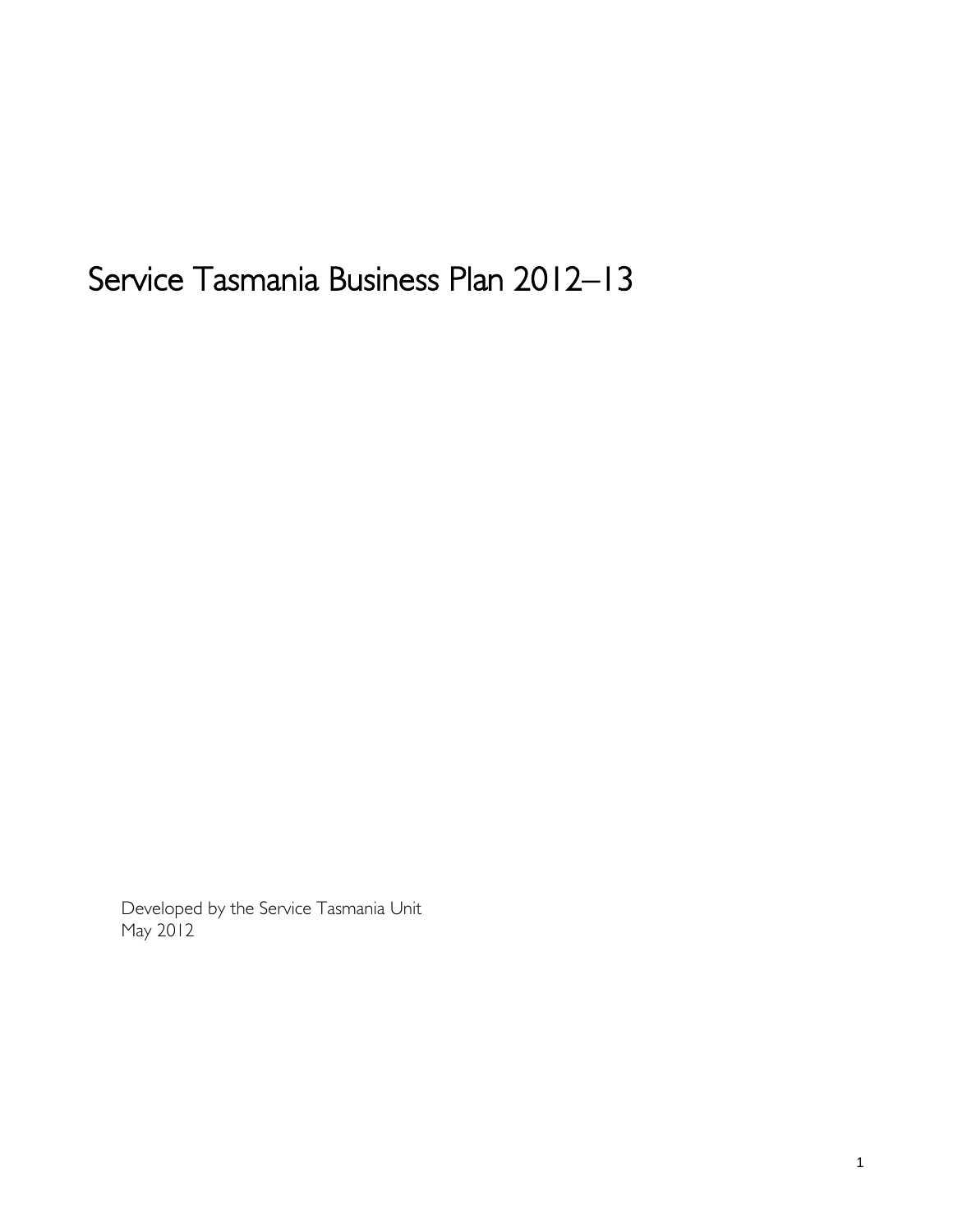# Service Tasmania Business Plan 2012–13

Developed by the Service Tasmania Unit
May 2012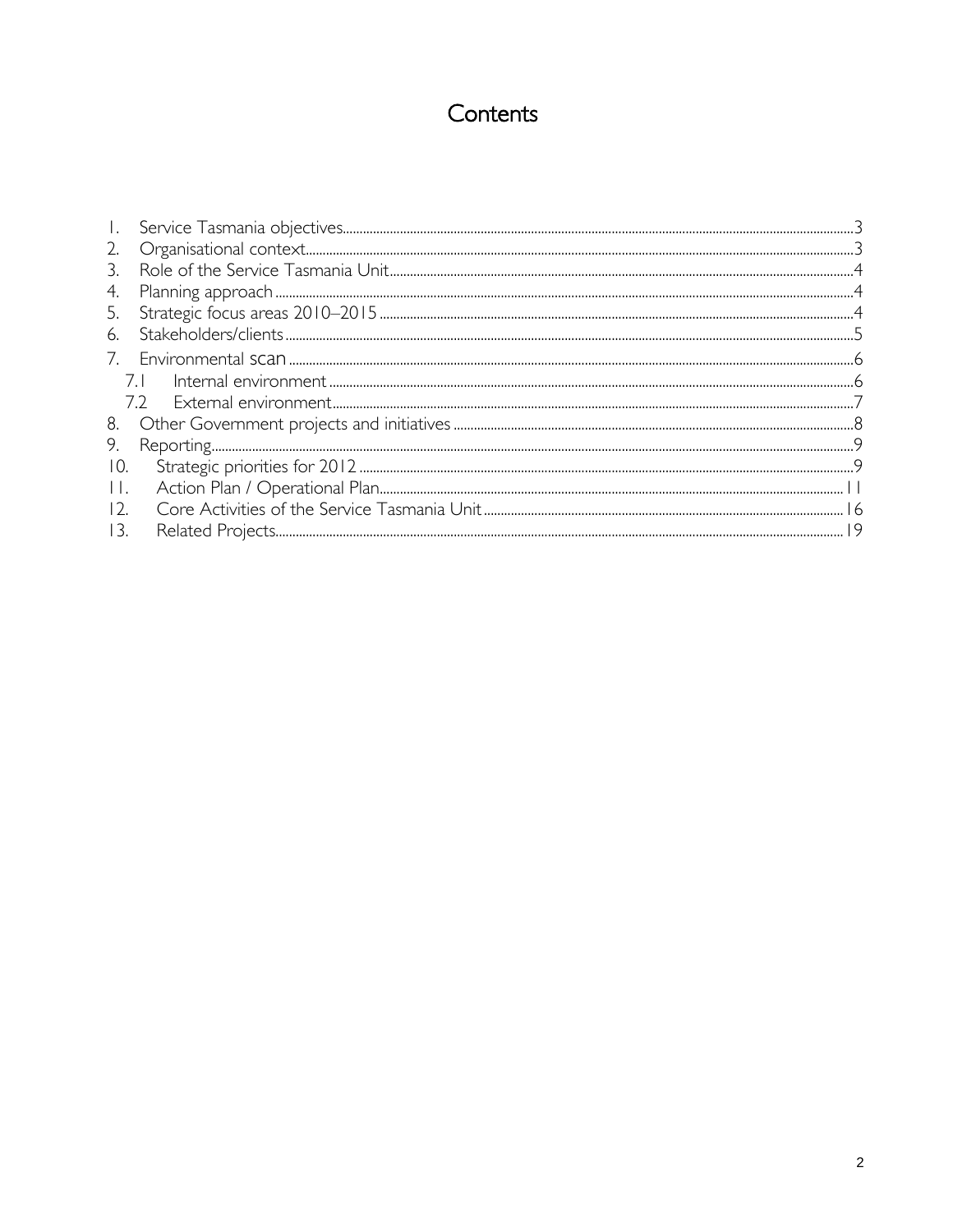# Contents

1. Service Tasmania objectives ... 3
2. Organisational context ... 3
3. Role of the Service Tasmania Unit ... 4
4. Planning approach ... 4
5. Strategic focus areas 2010–2015 ... 4
6. Stakeholders/clients ... 5
7. Environmental scan ... 6
   - 7.1 Internal environment ... 6
   - 7.2 External environment ... 7
8. Other Government projects and initiatives ... 8
9. Reporting ... 9
10. Strategic priorities for 2012 ... 9
11. Action Plan / Operational Plan ... 11
12. Core Activities of the Service Tasmania Unit ... 16
13. Related Projects ... 19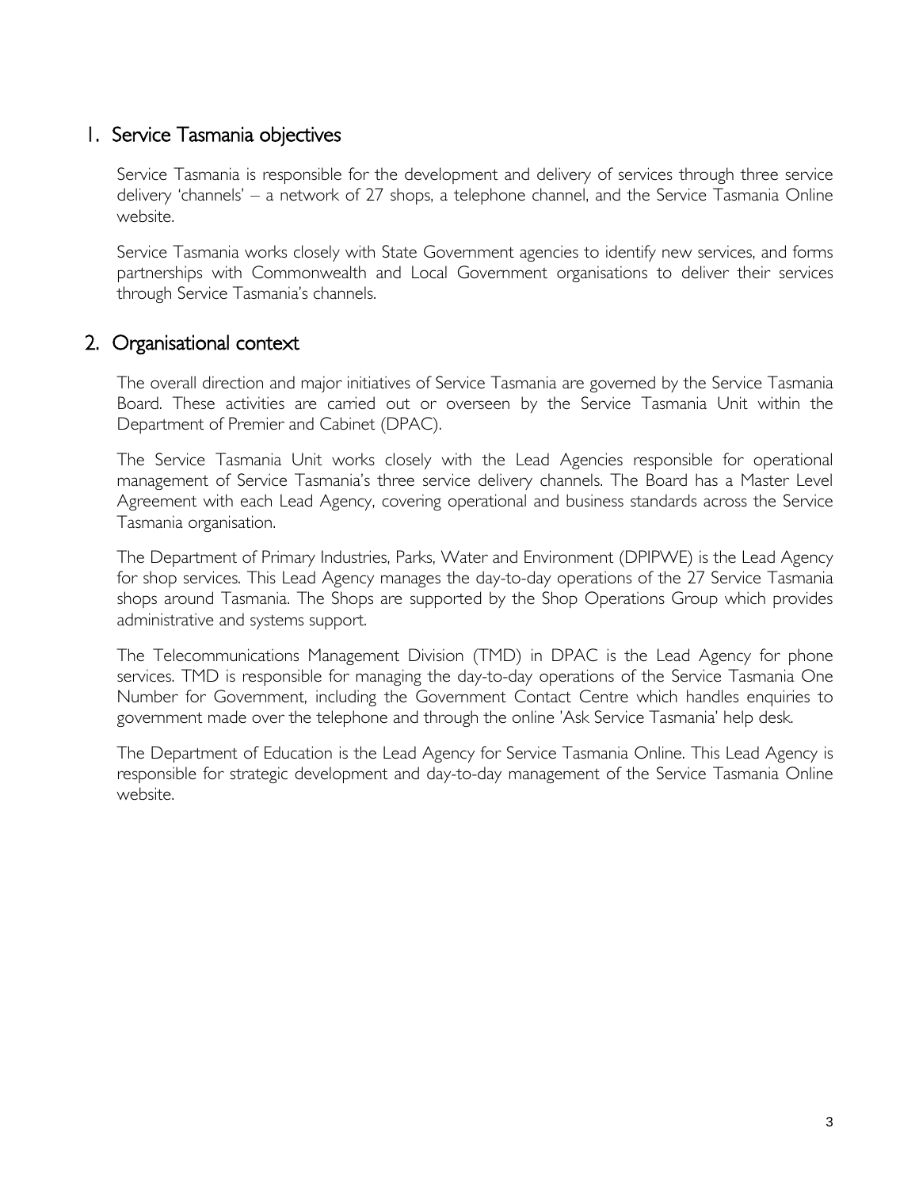## 1. Service Tasmania objectives

Service Tasmania is responsible for the development and delivery of services through three service delivery 'channels' – a network of 27 shops, a telephone channel, and the Service Tasmania Online website.

Service Tasmania works closely with State Government agencies to identify new services, and forms partnerships with Commonwealth and Local Government organisations to deliver their services through Service Tasmania's channels.

## 2. Organisational context

The overall direction and major initiatives of Service Tasmania are governed by the Service Tasmania Board. These activities are carried out or overseen by the Service Tasmania Unit within the Department of Premier and Cabinet (DPAC).

The Service Tasmania Unit works closely with the Lead Agencies responsible for operational management of Service Tasmania's three service delivery channels. The Board has a Master Level Agreement with each Lead Agency, covering operational and business standards across the Service Tasmania organisation.

The Department of Primary Industries, Parks, Water and Environment (DPIPWE) is the Lead Agency for shop services. This Lead Agency manages the day-to-day operations of the 27 Service Tasmania shops around Tasmania. The Shops are supported by the Shop Operations Group which provides administrative and systems support.

The Telecommunications Management Division (TMD) in DPAC is the Lead Agency for phone services. TMD is responsible for managing the day-to-day operations of the Service Tasmania One Number for Government, including the Government Contact Centre which handles enquiries to government made over the telephone and through the online 'Ask Service Tasmania' help desk.

The Department of Education is the Lead Agency for Service Tasmania Online. This Lead Agency is responsible for strategic development and day-to-day management of the Service Tasmania Online website.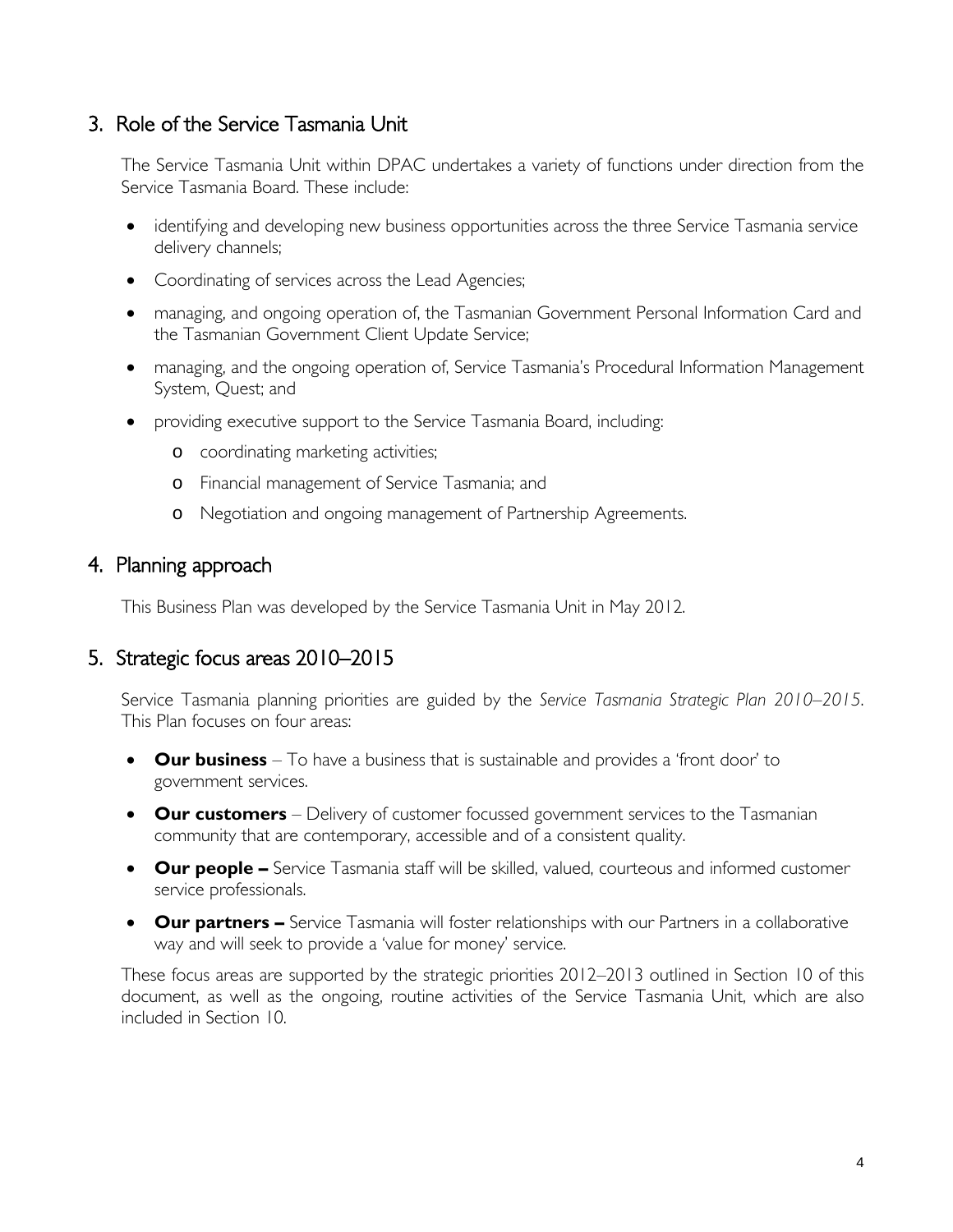## 3. Role of the Service Tasmania Unit

The Service Tasmania Unit within DPAC undertakes a variety of functions under direction from the Service Tasmania Board. These include:

- identifying and developing new business opportunities across the three Service Tasmania service delivery channels;
- Coordinating of services across the Lead Agencies;
- managing, and ongoing operation of, the Tasmanian Government Personal Information Card and the Tasmanian Government Client Update Service;
- managing, and the ongoing operation of, Service Tasmania's Procedural Information Management System, Quest; and
- providing executive support to the Service Tasmania Board, including:
  - coordinating marketing activities;
  - Financial management of Service Tasmania; and
  - Negotiation and ongoing management of Partnership Agreements.

## 4. Planning approach

This Business Plan was developed by the Service Tasmania Unit in May 2012.

## 5. Strategic focus areas 2010–2015

Service Tasmania planning priorities are guided by the *Service Tasmania Strategic Plan 2010–2015*. This Plan focuses on four areas:

- **Our business** – To have a business that is sustainable and provides a 'front door' to government services.
- **Our customers** – Delivery of customer focussed government services to the Tasmanian community that are contemporary, accessible and of a consistent quality.
- **Our people –** Service Tasmania staff will be skilled, valued, courteous and informed customer service professionals.
- **Our partners –** Service Tasmania will foster relationships with our Partners in a collaborative way and will seek to provide a 'value for money' service.

These focus areas are supported by the strategic priorities 2012–2013 outlined in Section 10 of this document, as well as the ongoing, routine activities of the Service Tasmania Unit, which are also included in Section 10.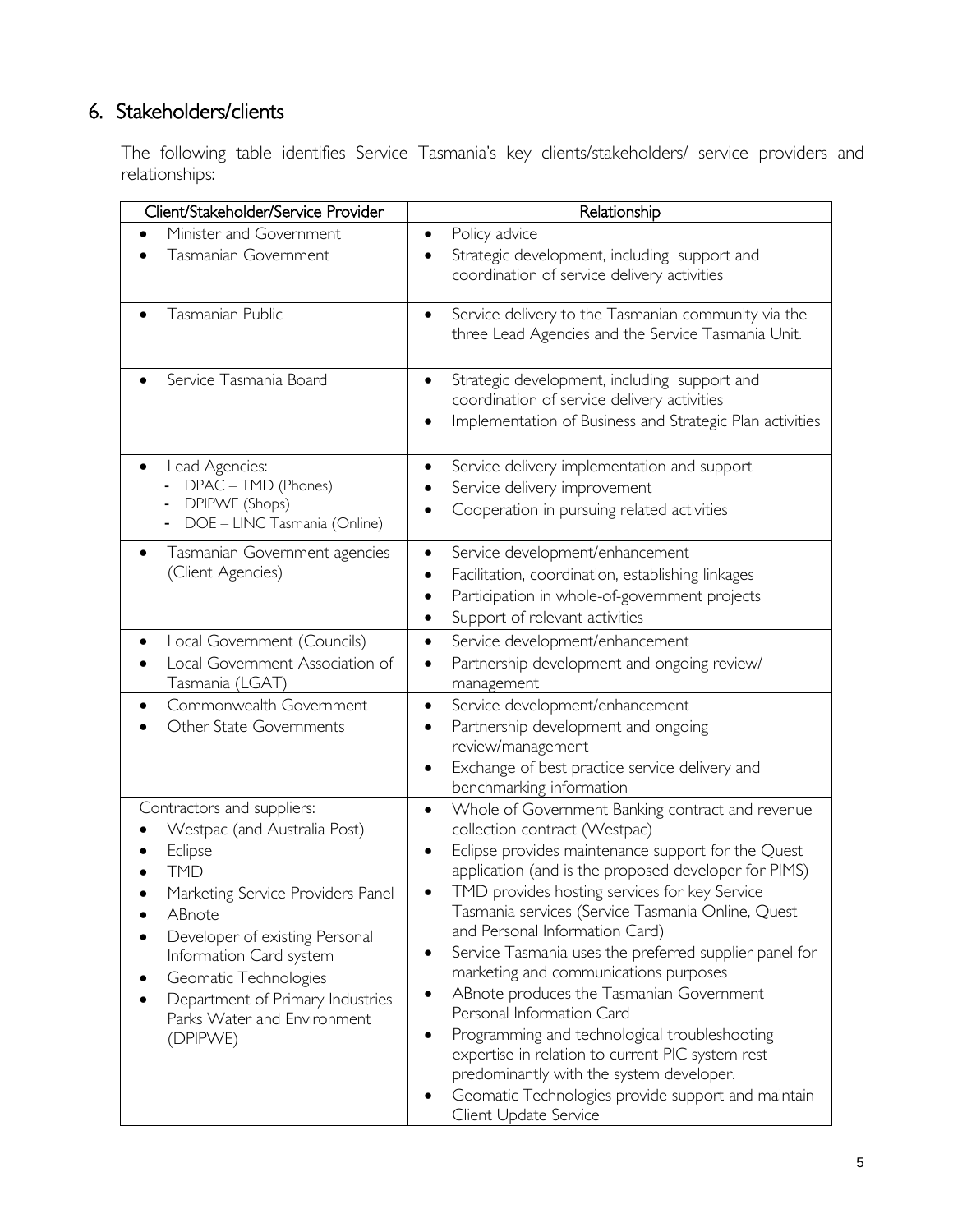## 6. Stakeholders/clients

The following table identifies Service Tasmania's key clients/stakeholders/ service providers and relationships:

| Client/Stakeholder/Service Provider | Relationship |
|---|---|
| • Minister and Government<br>• Tasmanian Government | • Policy advice<br>• Strategic development, including support and coordination of service delivery activities |
| • Tasmanian Public | • Service delivery to the Tasmanian community via the three Lead Agencies and the Service Tasmania Unit. |
| • Service Tasmania Board | • Strategic development, including support and coordination of service delivery activities<br>• Implementation of Business and Strategic Plan activities |
| • Lead Agencies:<br>- DPAC – TMD (Phones)<br>- DPIPWE (Shops)<br>- DOE – LINC Tasmania (Online) | • Service delivery implementation and support<br>• Service delivery improvement<br>• Cooperation in pursuing related activities |
| • Tasmanian Government agencies (Client Agencies) | • Service development/enhancement<br>• Facilitation, coordination, establishing linkages<br>• Participation in whole-of-government projects<br>• Support of relevant activities |
| • Local Government (Councils)<br>• Local Government Association of Tasmania (LGAT) | • Service development/enhancement<br>• Partnership development and ongoing review/ management |
| • Commonwealth Government<br>• Other State Governments | • Service development/enhancement<br>• Partnership development and ongoing review/management<br>• Exchange of best practice service delivery and benchmarking information |
| Contractors and suppliers:<br>• Westpac (and Australia Post)<br>• Eclipse<br>• TMD<br>• Marketing Service Providers Panel<br>• ABnote<br>• Developer of existing Personal Information Card system<br>• Geomatic Technologies<br>• Department of Primary Industries Parks Water and Environment (DPIPWE) | • Whole of Government Banking contract and revenue collection contract (Westpac)<br>• Eclipse provides maintenance support for the Quest application (and is the proposed developer for PIMS)<br>• TMD provides hosting services for key Service Tasmania services (Service Tasmania Online, Quest and Personal Information Card)<br>• Service Tasmania uses the preferred supplier panel for marketing and communications purposes<br>• ABnote produces the Tasmanian Government Personal Information Card<br>• Programming and technological troubleshooting expertise in relation to current PIC system rest predominantly with the system developer.<br>• Geomatic Technologies provide support and maintain Client Update Service |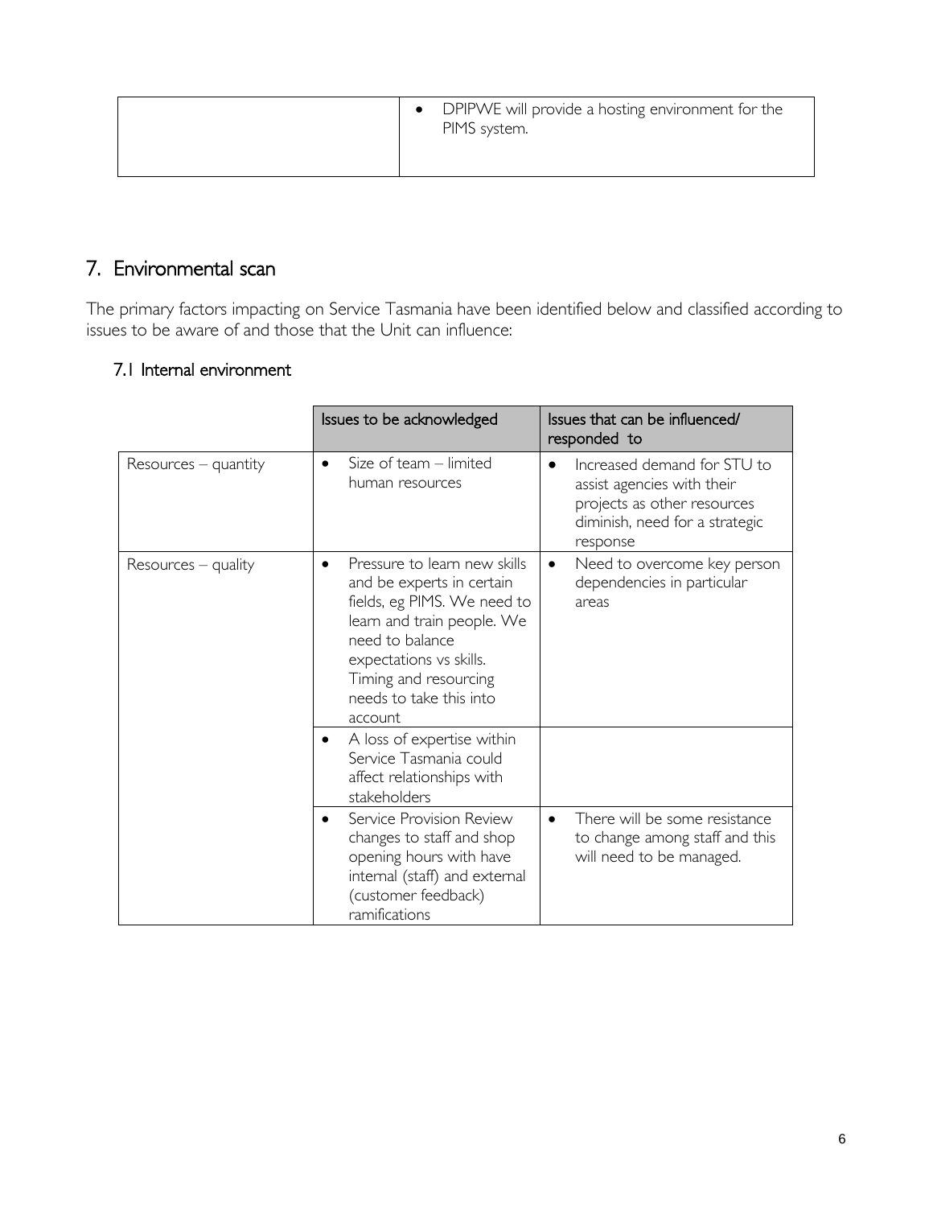| | • DPIPWE will provide a hosting environment for the PIMS system. |
|---|---|

## 7. Environmental scan

The primary factors impacting on Service Tasmania have been identified below and classified according to issues to be aware of and those that the Unit can influence:

### 7.1 Internal environment

| | Issues to be acknowledged | Issues that can be influenced/ responded to |
|---|---|---|
| Resources – quantity | • Size of team – limited human resources | • Increased demand for STU to assist agencies with their projects as other resources diminish, need for a strategic response |
| Resources – quality | • Pressure to learn new skills and be experts in certain fields, eg PIMS. We need to learn and train people. We need to balance expectations vs skills. Timing and resourcing needs to take this into account | • Need to overcome key person dependencies in particular areas |
| | • A loss of expertise within Service Tasmania could affect relationships with stakeholders | |
| | • Service Provision Review changes to staff and shop opening hours with have internal (staff) and external (customer feedback) ramifications | • There will be some resistance to change among staff and this will need to be managed. |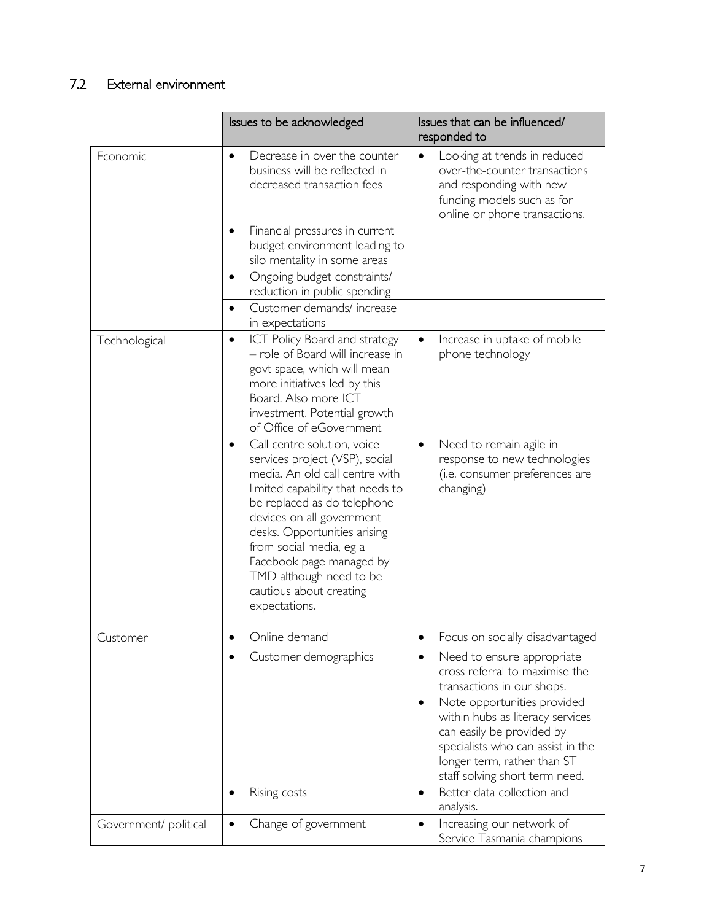## 7.2 External environment

| | Issues to be acknowledged | Issues that can be influenced/ responded to |
|---|---|---|
| Economic | • Decrease in over the counter business will be reflected in decreased transaction fees | • Looking at trends in reduced over-the-counter transactions and responding with new funding models such as for online or phone transactions. |
| | • Financial pressures in current budget environment leading to silo mentality in some areas | |
| | • Ongoing budget constraints/ reduction in public spending | |
| | • Customer demands/ increase in expectations | |
| Technological | • ICT Policy Board and strategy – role of Board will increase in govt space, which will mean more initiatives led by this Board. Also more ICT investment. Potential growth of Office of eGovernment | • Increase in uptake of mobile phone technology |
| | • Call centre solution, voice services project (VSP), social media. An old call centre with limited capability that needs to be replaced as do telephone devices on all government desks. Opportunities arising from social media, eg a Facebook page managed by TMD although need to be cautious about creating expectations. | • Need to remain agile in response to new technologies (i.e. consumer preferences are changing) |
| Customer | • Online demand | • Focus on socially disadvantaged |
| | • Customer demographics | • Need to ensure appropriate cross referral to maximise the transactions in our shops.<br>• Note opportunities provided within hubs as literacy services can easily be provided by specialists who can assist in the longer term, rather than ST staff solving short term need. |
| | • Rising costs | • Better data collection and analysis. |
| Government/ political | • Change of government | • Increasing our network of Service Tasmania champions |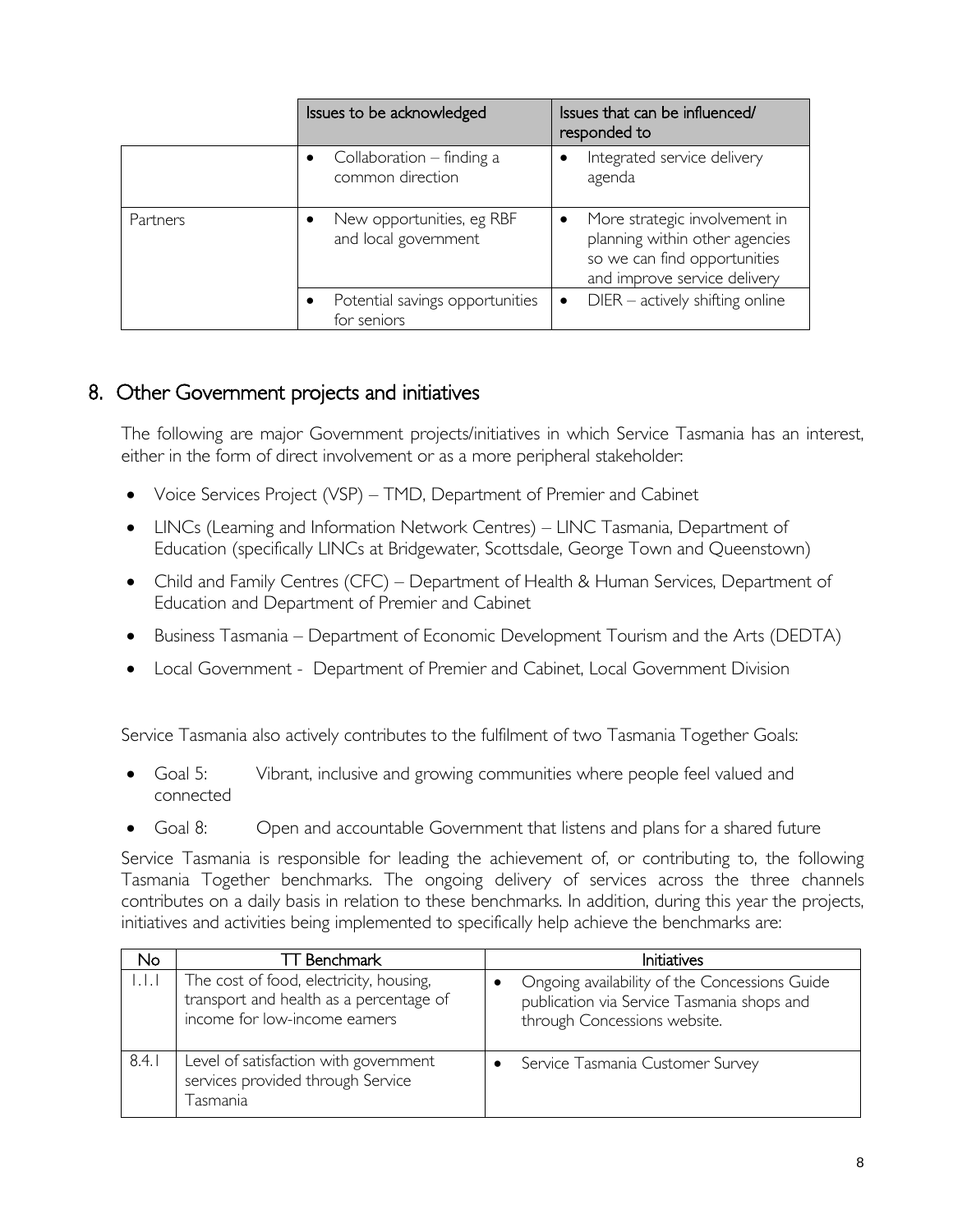| | Issues to be acknowledged | Issues that can be influenced/ responded to |
|---|---|---|
| | • Collaboration – finding a common direction | • Integrated service delivery agenda |
| Partners | • New opportunities, eg RBF and local government | • More strategic involvement in planning within other agencies so we can find opportunities and improve service delivery |
| | • Potential savings opportunities for seniors | • DIER – actively shifting online |

## 8. Other Government projects and initiatives

The following are major Government projects/initiatives in which Service Tasmania has an interest, either in the form of direct involvement or as a more peripheral stakeholder:

- Voice Services Project (VSP) – TMD, Department of Premier and Cabinet
- LINCs (Learning and Information Network Centres) – LINC Tasmania, Department of Education (specifically LINCs at Bridgewater, Scottsdale, George Town and Queenstown)
- Child and Family Centres (CFC) – Department of Health & Human Services, Department of Education and Department of Premier and Cabinet
- Business Tasmania – Department of Economic Development Tourism and the Arts (DEDTA)
- Local Government - Department of Premier and Cabinet, Local Government Division

Service Tasmania also actively contributes to the fulfilment of two Tasmania Together Goals:

- Goal 5: Vibrant, inclusive and growing communities where people feel valued and connected
- Goal 8: Open and accountable Government that listens and plans for a shared future

Service Tasmania is responsible for leading the achievement of, or contributing to, the following Tasmania Together benchmarks. The ongoing delivery of services across the three channels contributes on a daily basis in relation to these benchmarks. In addition, during this year the projects, initiatives and activities being implemented to specifically help achieve the benchmarks are:

| No | TT Benchmark | Initiatives |
|---|---|---|
| 1.1.1 | The cost of food, electricity, housing, transport and health as a percentage of income for low-income earners | • Ongoing availability of the Concessions Guide publication via Service Tasmania shops and through Concessions website. |
| 8.4.1 | Level of satisfaction with government services provided through Service Tasmania | • Service Tasmania Customer Survey |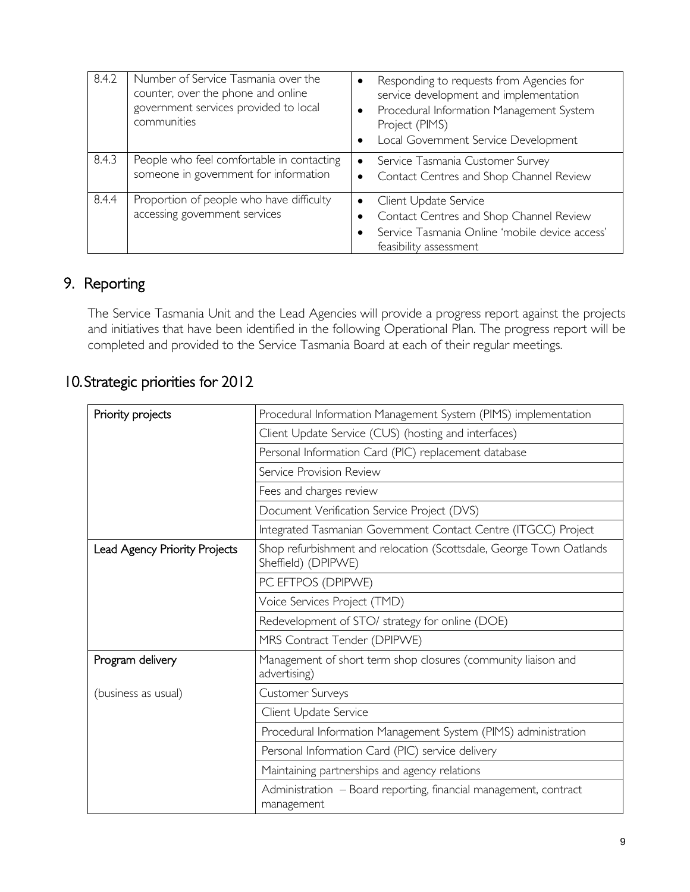| 8.4.2 | Number of Service Tasmania over the counter, over the phone and online government services provided to local communities | • Responding to requests from Agencies for service development and implementation<br>• Procedural Information Management System Project (PIMS)<br>• Local Government Service Development |
|---|---|---|
| 8.4.3 | People who feel comfortable in contacting someone in government for information | • Service Tasmania Customer Survey<br>• Contact Centres and Shop Channel Review |
| 8.4.4 | Proportion of people who have difficulty accessing government services | • Client Update Service<br>• Contact Centres and Shop Channel Review<br>• Service Tasmania Online 'mobile device access' feasibility assessment |

## 9. Reporting

The Service Tasmania Unit and the Lead Agencies will provide a progress report against the projects and initiatives that have been identified in the following Operational Plan. The progress report will be completed and provided to the Service Tasmania Board at each of their regular meetings.

## 10. Strategic priorities for 2012

| Priority projects | Procedural Information Management System (PIMS) implementation |
|---|---|
| | Client Update Service (CUS) (hosting and interfaces) |
| | Personal Information Card (PIC) replacement database |
| | Service Provision Review |
| | Fees and charges review |
| | Document Verification Service Project (DVS) |
| | Integrated Tasmanian Government Contact Centre (ITGCC) Project |
| Lead Agency Priority Projects | Shop refurbishment and relocation (Scottsdale, George Town Oatlands Sheffield) (DPIPWE) |
| | PC EFTPOS (DPIPWE) |
| | Voice Services Project (TMD) |
| | Redevelopment of STO/ strategy for online (DOE) |
| | MRS Contract Tender (DPIPWE) |
| Program delivery | Management of short term shop closures (community liaison and advertising) |
| (business as usual) | Customer Surveys |
| | Client Update Service |
| | Procedural Information Management System (PIMS) administration |
| | Personal Information Card (PIC) service delivery |
| | Maintaining partnerships and agency relations |
| | Administration – Board reporting, financial management, contract management |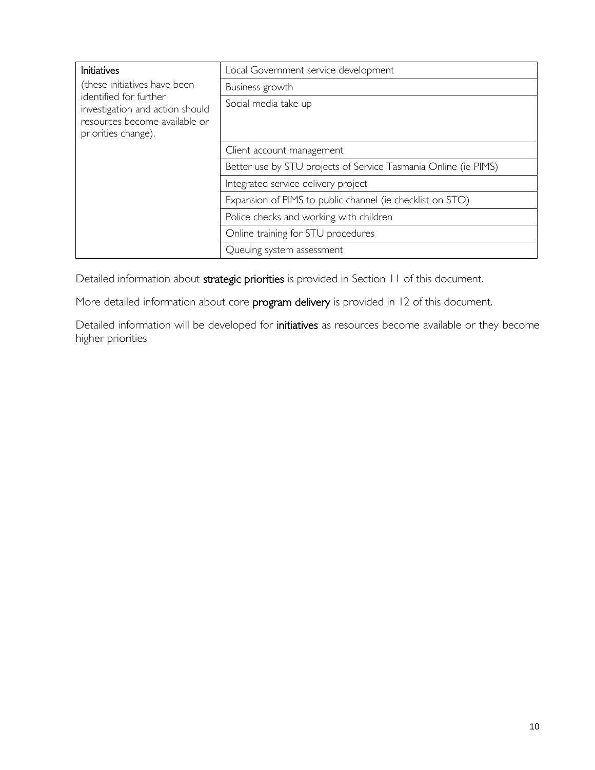| Initiatives (these initiatives have been identified for further investigation and action should resources become available or priorities change). | Local Government service development |
|---|---|
| | Business growth |
| | Social media take up |
| | Client account management |
| | Better use by STU projects of Service Tasmania Online (ie PIMS) |
| | Integrated service delivery project |
| | Expansion of PIMS to public channel (ie checklist on STO) |
| | Police checks and working with children |
| | Online training for STU procedures |
| | Queuing system assessment |

Detailed information about **strategic priorities** is provided in Section 11 of this document.

More detailed information about core **program delivery** is provided in 12 of this document.

Detailed information will be developed for **initiatives** as resources become available or they become higher priorities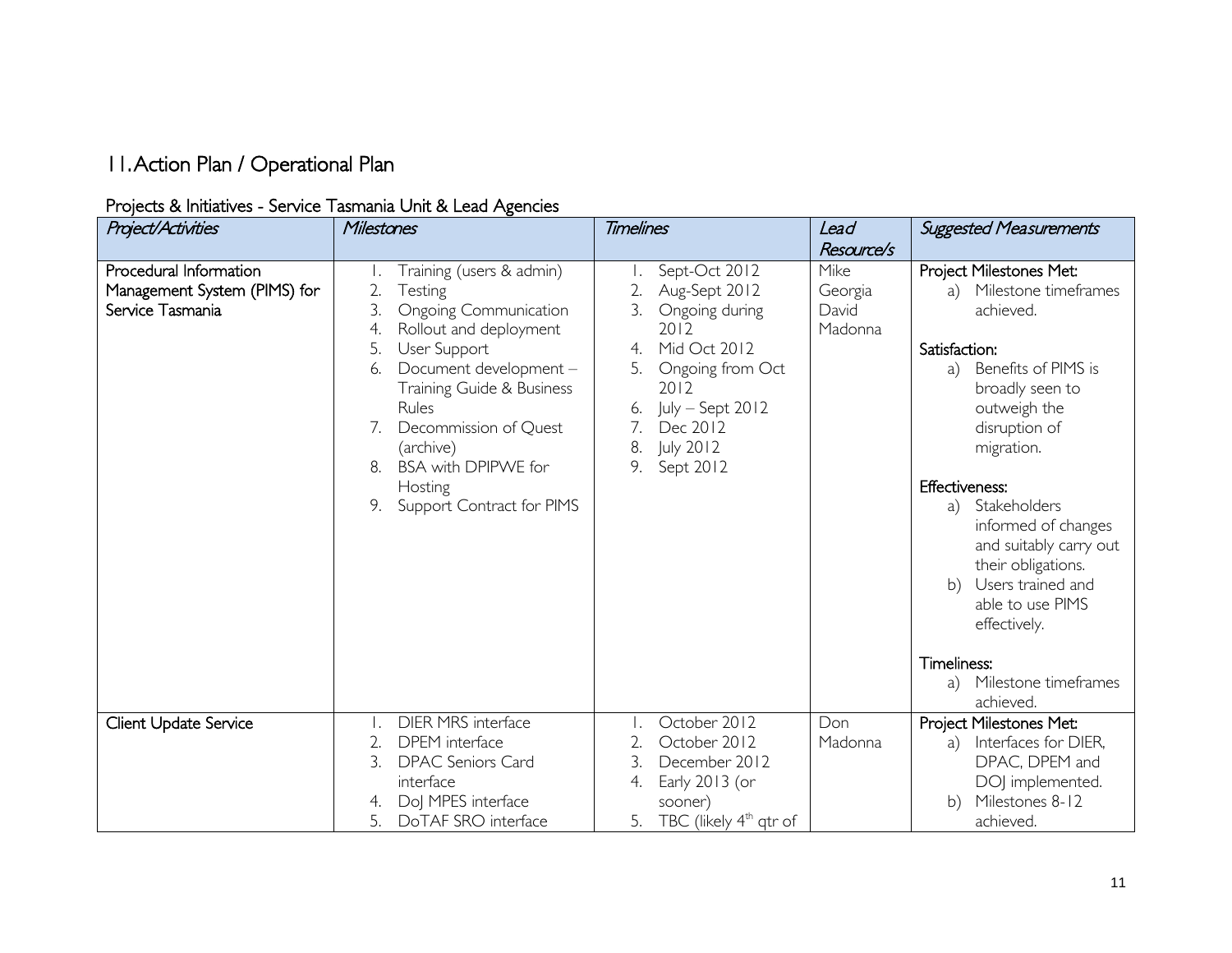# 11. Action Plan / Operational Plan

## Projects & Initiatives - Service Tasmania Unit & Lead Agencies

| *Project/Activities* | *Milestones* | *Timelines* | *Lead Resource/s* | *Suggested Measurements* |
|---|---|---|---|---|
| Procedural Information Management System (PIMS) for Service Tasmania | 1. Training (users & admin)<br>2. Testing<br>3. Ongoing Communication<br>4. Rollout and deployment<br>5. User Support<br>6. Document development – Training Guide & Business Rules<br>7. Decommission of Quest (archive)<br>8. BSA with DPIPWE for Hosting<br>9. Support Contract for PIMS | 1. Sept-Oct 2012<br>2. Aug-Sept 2012<br>3. Ongoing during 2012<br>4. Mid Oct 2012<br>5. Ongoing from Oct 2012<br>6. July – Sept 2012<br>7. Dec 2012<br>8. July 2012<br>9. Sept 2012 | Mike<br>Georgia<br>David<br>Madonna | Project Milestones Met:<br>a) Milestone timeframes achieved.<br><br>Satisfaction:<br>a) Benefits of PIMS is broadly seen to outweigh the disruption of migration.<br><br>Effectiveness:<br>a) Stakeholders informed of changes and suitably carry out their obligations.<br>b) Users trained and able to use PIMS effectively.<br><br>Timeliness:<br>a) Milestone timeframes achieved. |
| Client Update Service | 1. DIER MRS interface<br>2. DPEM interface<br>3. DPAC Seniors Card interface<br>4. DoJ MPES interface<br>5. DoTAF SRO interface | 1. October 2012<br>2. October 2012<br>3. December 2012<br>4. Early 2013 (or sooner)<br>5. TBC (likely 4th qtr of | Don<br>Madonna | Project Milestones Met:<br>a) Interfaces for DIER, DPAC, DPEM and DOJ implemented.<br>b) Milestones 8-12 achieved. |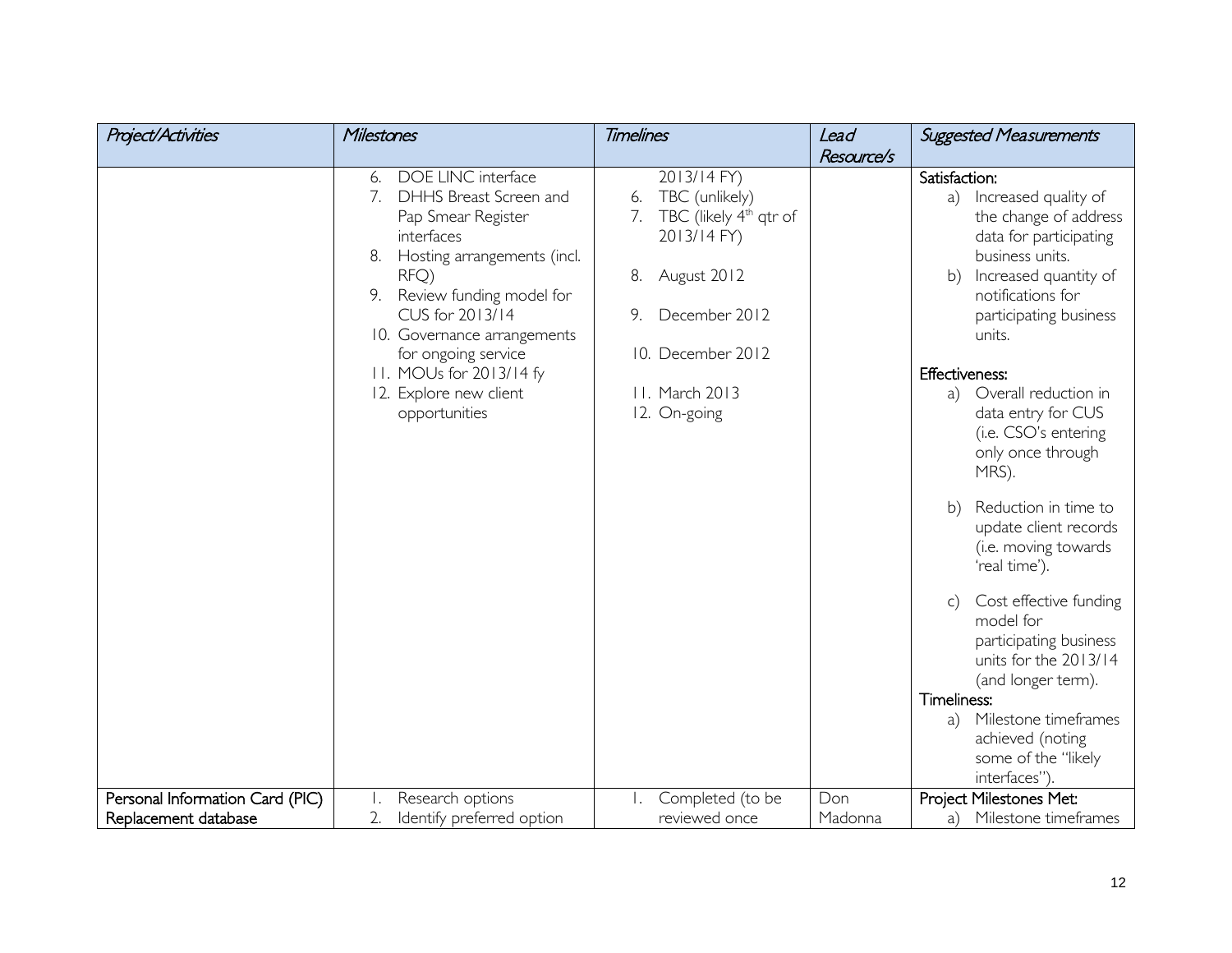| *Project/Activities* | *Milestones* | *Timelines* | *Lead Resource/s* | *Suggested Measurements* |
|---|---|---|---|---|
| | 6. DOE LINC interface<br>7. DHHS Breast Screen and Pap Smear Register interfaces<br>8. Hosting arrangements (incl. RFQ)<br>9. Review funding model for CUS for 2013/14<br>10. Governance arrangements for ongoing service<br>11. MOUs for 2013/14 fy<br>12. Explore new client opportunities | 2013/14 FY)<br>6. TBC (unlikely)<br>7. TBC (likely 4th qtr of 2013/14 FY)<br>8. August 2012<br>9. December 2012<br>10. December 2012<br>11. March 2013<br>12. On-going | | Satisfaction:<br>a) Increased quality of the change of address data for participating business units.<br>b) Increased quantity of notifications for participating business units.<br><br>Effectiveness:<br>a) Overall reduction in data entry for CUS (i.e. CSO's entering only once through MRS).<br>b) Reduction in time to update client records (i.e. moving towards 'real time').<br>c) Cost effective funding model for participating business units for the 2013/14 (and longer term).<br>Timeliness:<br>a) Milestone timeframes achieved (noting some of the "likely interfaces"). |
| Personal Information Card (PIC) Replacement database | 1. Research options<br>2. Identify preferred option | 1. Completed (to be reviewed once | Don Madonna | Project Milestones Met:<br>a) Milestone timeframes |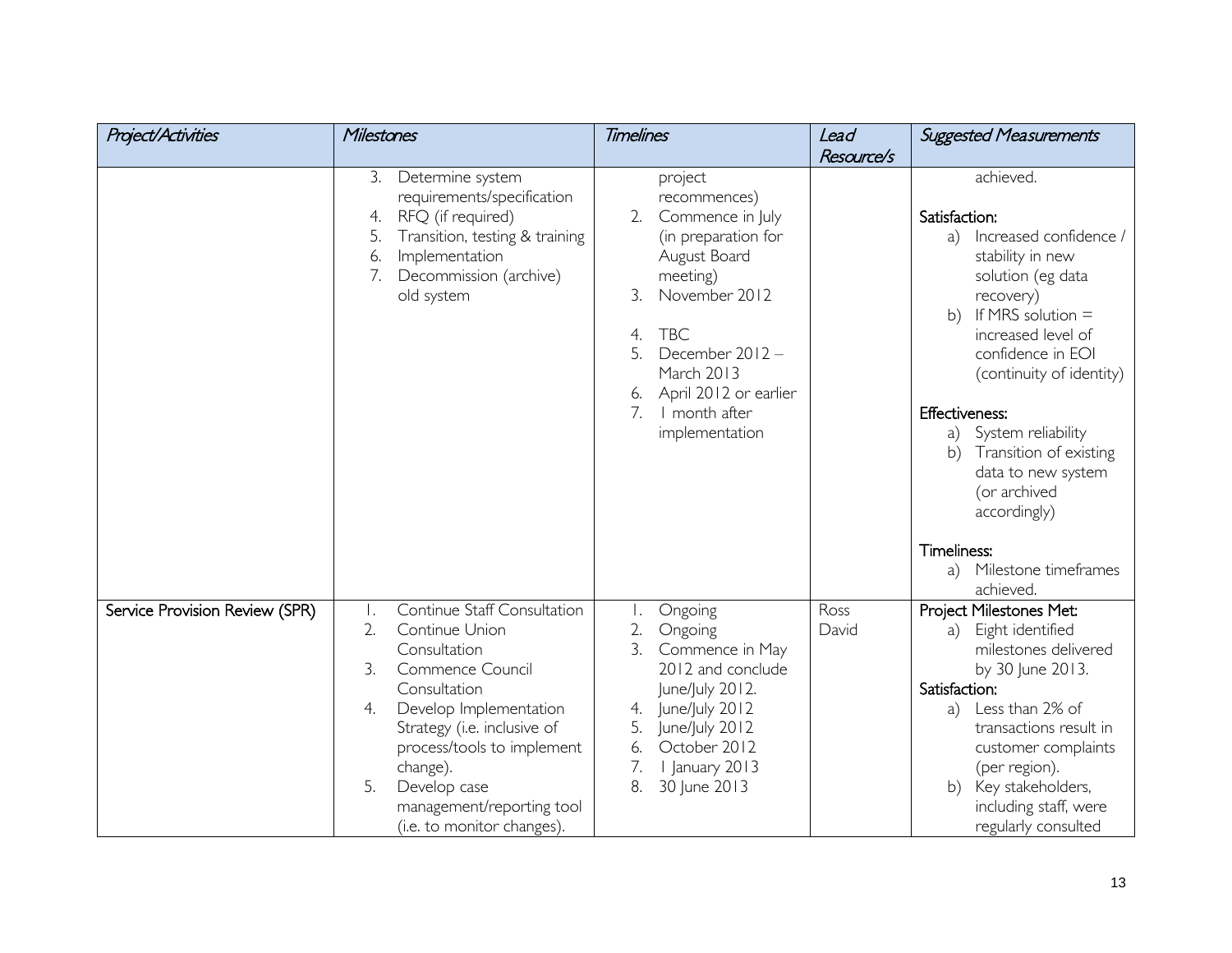| Project/Activities | Milestones | Timelines | Lead Resource/s | Suggested Measurements |
|---|---|---|---|---|
| | 3. Determine system requirements/specification<br>4. RFQ (if required)<br>5. Transition, testing & training<br>6. Implementation<br>7. Decommission (archive) old system | project recommences)<br>2. Commence in July (in preparation for August Board meeting)<br>3. November 2012<br>4. TBC<br>5. December 2012 – March 2013<br>6. April 2012 or earlier<br>7. 1 month after implementation | | achieved.<br>**Satisfaction:**<br>a) Increased confidence / stability in new solution (eg data recovery)<br>b) If MRS solution = increased level of confidence in EOI (continuity of identity)<br>**Effectiveness:**<br>a) System reliability<br>b) Transition of existing data to new system (or archived accordingly)<br>**Timeliness:**<br>a) Milestone timeframes achieved. |
| **Service Provision Review (SPR)** | 1. Continue Staff Consultation<br>2. Continue Union Consultation<br>3. Commence Council Consultation<br>4. Develop Implementation Strategy (i.e. inclusive of process/tools to implement change).<br>5. Develop case management/reporting tool (i.e. to monitor changes). | 1. Ongoing<br>2. Ongoing<br>3. Commence in May 2012 and conclude June/July 2012.<br>4. June/July 2012<br>5. June/July 2012<br>6. October 2012<br>7. 1 January 2013<br>8. 30 June 2013 | Ross David | **Project Milestones Met:**<br>a) Eight identified milestones delivered by 30 June 2013.<br>**Satisfaction:**<br>a) Less than 2% of transactions result in customer complaints (per region).<br>b) Key stakeholders, including staff, were regularly consulted |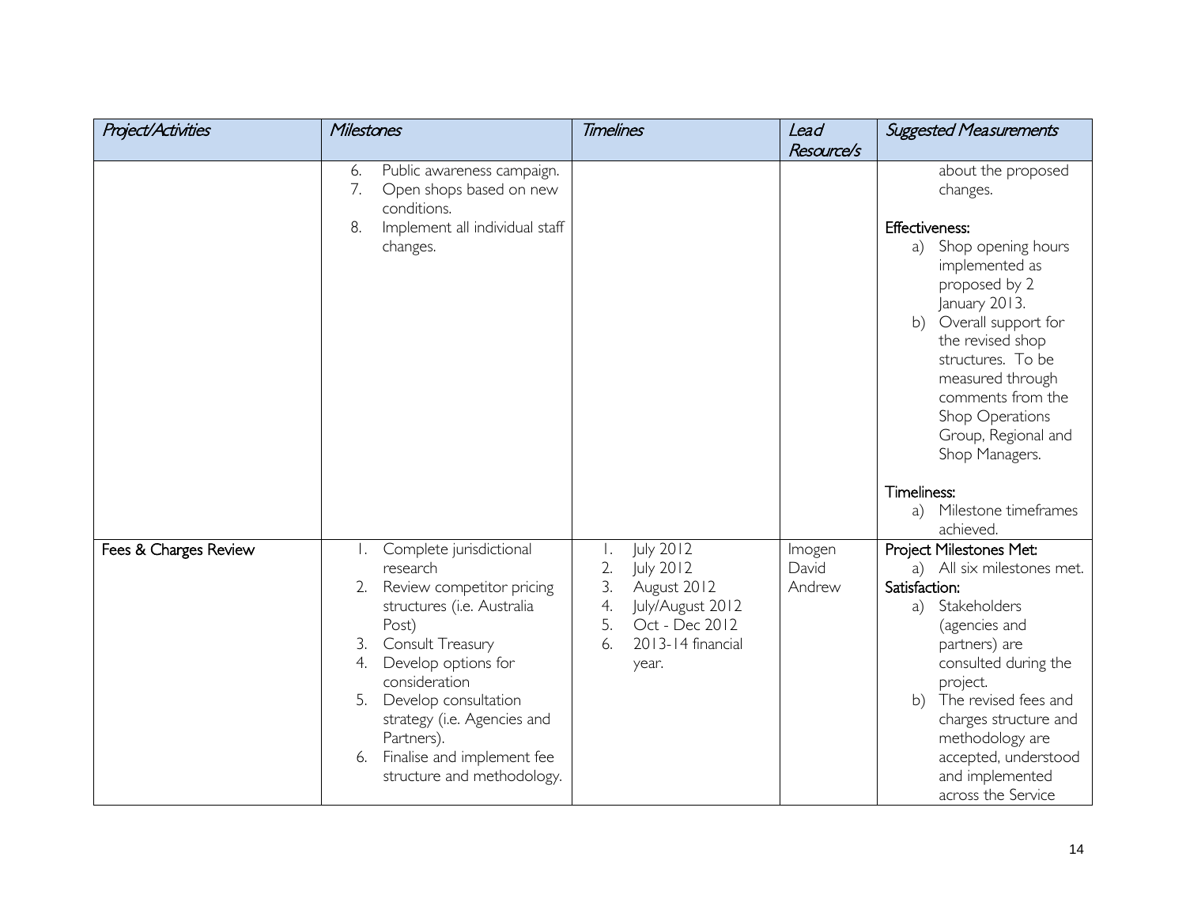| Project/Activities | Milestones | Timelines | Lead Resource/s | Suggested Measurements |
| --- | --- | --- | --- | --- |
| | 6. Public awareness campaign.<br>7. Open shops based on new conditions.<br>8. Implement all individual staff changes. | | | about the proposed changes.<br><br>**Effectiveness:**<br>a) Shop opening hours implemented as proposed by 2 January 2013.<br>b) Overall support for the revised shop structures. To be measured through comments from the Shop Operations Group, Regional and Shop Managers.<br><br>**Timeliness:**<br>a) Milestone timeframes achieved. |
| Fees & Charges Review | 1. Complete jurisdictional research<br>2. Review competitor pricing structures (i.e. Australia Post)<br>3. Consult Treasury<br>4. Develop options for consideration<br>5. Develop consultation strategy (i.e. Agencies and Partners).<br>6. Finalise and implement fee structure and methodology. | 1. July 2012<br>2. July 2012<br>3. August 2012<br>4. July/August 2012<br>5. Oct - Dec 2012<br>6. 2013-14 financial year. | Imogen<br>David<br>Andrew | **Project Milestones Met:**<br>a) All six milestones met.<br>**Satisfaction:**<br>a) Stakeholders (agencies and partners) are consulted during the project.<br>b) The revised fees and charges structure and methodology are accepted, understood and implemented across the Service |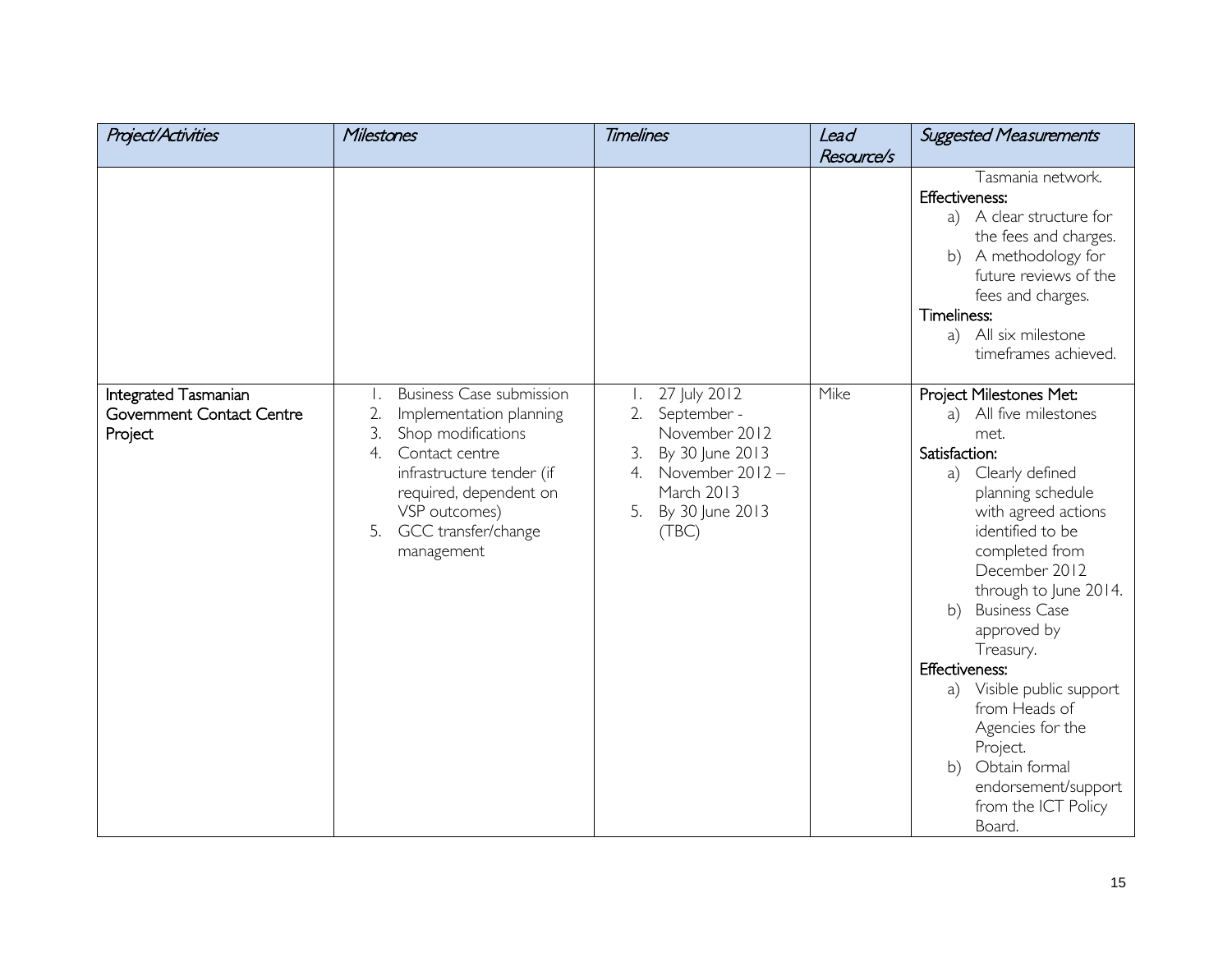| *Project/Activities* | *Milestones* | *Timelines* | *Lead Resource/s* | *Suggested Measurements* |
|---|---|---|---|---|
| | | | | Tasmania network.<br>**Effectiveness:**<br>a) A clear structure for the fees and charges.<br>b) A methodology for future reviews of the fees and charges.<br>**Timeliness:**<br>a) All six milestone timeframes achieved. |
| **Integrated Tasmanian Government Contact Centre Project** | 1. Business Case submission<br>2. Implementation planning<br>3. Shop modifications<br>4. Contact centre infrastructure tender (if required, dependent on VSP outcomes)<br>5. GCC transfer/change management | 1. 27 July 2012<br>2. September - November 2012<br>3. By 30 June 2013<br>4. November 2012 – March 2013<br>5. By 30 June 2013 (TBC) | Mike | **Project Milestones Met:**<br>a) All five milestones met.<br>**Satisfaction:**<br>a) Clearly defined planning schedule with agreed actions identified to be completed from December 2012 through to June 2014.<br>b) Business Case approved by Treasury.<br>**Effectiveness:**<br>a) Visible public support from Heads of Agencies for the Project.<br>b) Obtain formal endorsement/support from the ICT Policy Board. |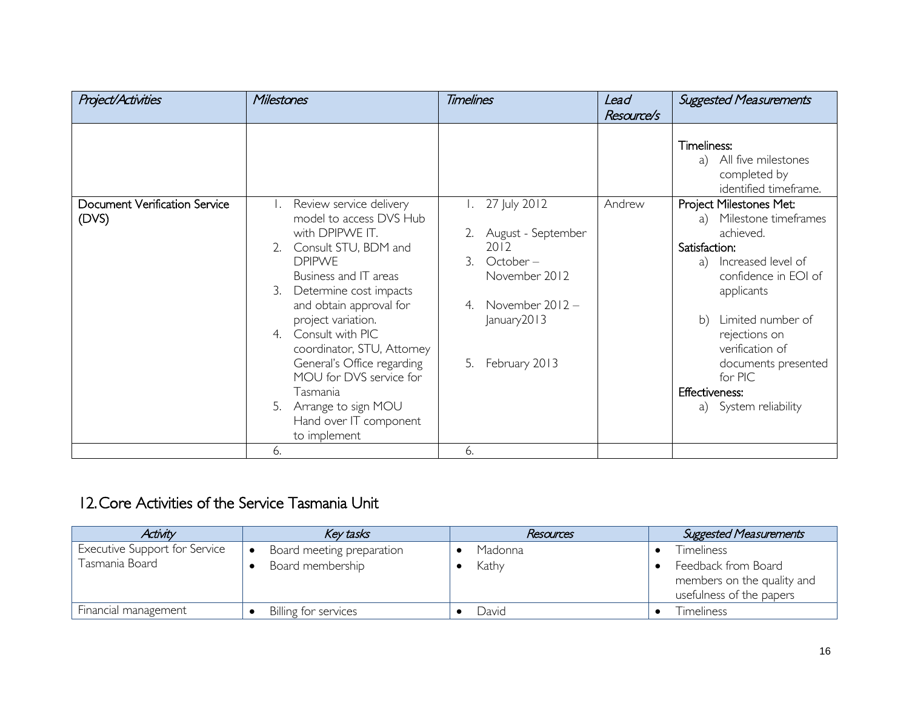| *Project/Activities* | *Milestones* | *Timelines* | *Lead Resource/s* | *Suggested Measurements* |
|---|---|---|---|---|
| | | | | **Timeliness:**<br>a) All five milestones completed by identified timeframe. |
| **Document Verification Service (DVS)** | 1. Review service delivery model to access DVS Hub with DPIPWE IT.<br>2. Consult STU, BDM and DPIPWE Business and IT areas<br>3. Determine cost impacts and obtain approval for project variation.<br>4. Consult with PIC coordinator, STU, Attorney General's Office regarding MOU for DVS service for Tasmania<br>5. Arrange to sign MOU Hand over IT component to implement | 1. 27 July 2012<br>2. August - September 2012<br>3. October – November 2012<br>4. November 2012 – January2013<br>5. February 2013 | Andrew | **Project Milestones Met:**<br>a) Milestone timeframes achieved.<br>**Satisfaction:**<br>a) Increased level of confidence in EOI of applicants<br>b) Limited number of rejections on verification of documents presented for PIC<br>**Effectiveness:**<br>a) System reliability |
| | 6. | 6. | | |

## 12. Core Activities of the Service Tasmania Unit

| *Activity* | *Key tasks* | *Resources* | *Suggested Measurements* |
|---|---|---|---|
| Executive Support for Service Tasmania Board | • Board meeting preparation<br>• Board membership | • Madonna<br>• Kathy | • Timeliness<br>• Feedback from Board members on the quality and usefulness of the papers |
| Financial management | • Billing for services | • David | • Timeliness |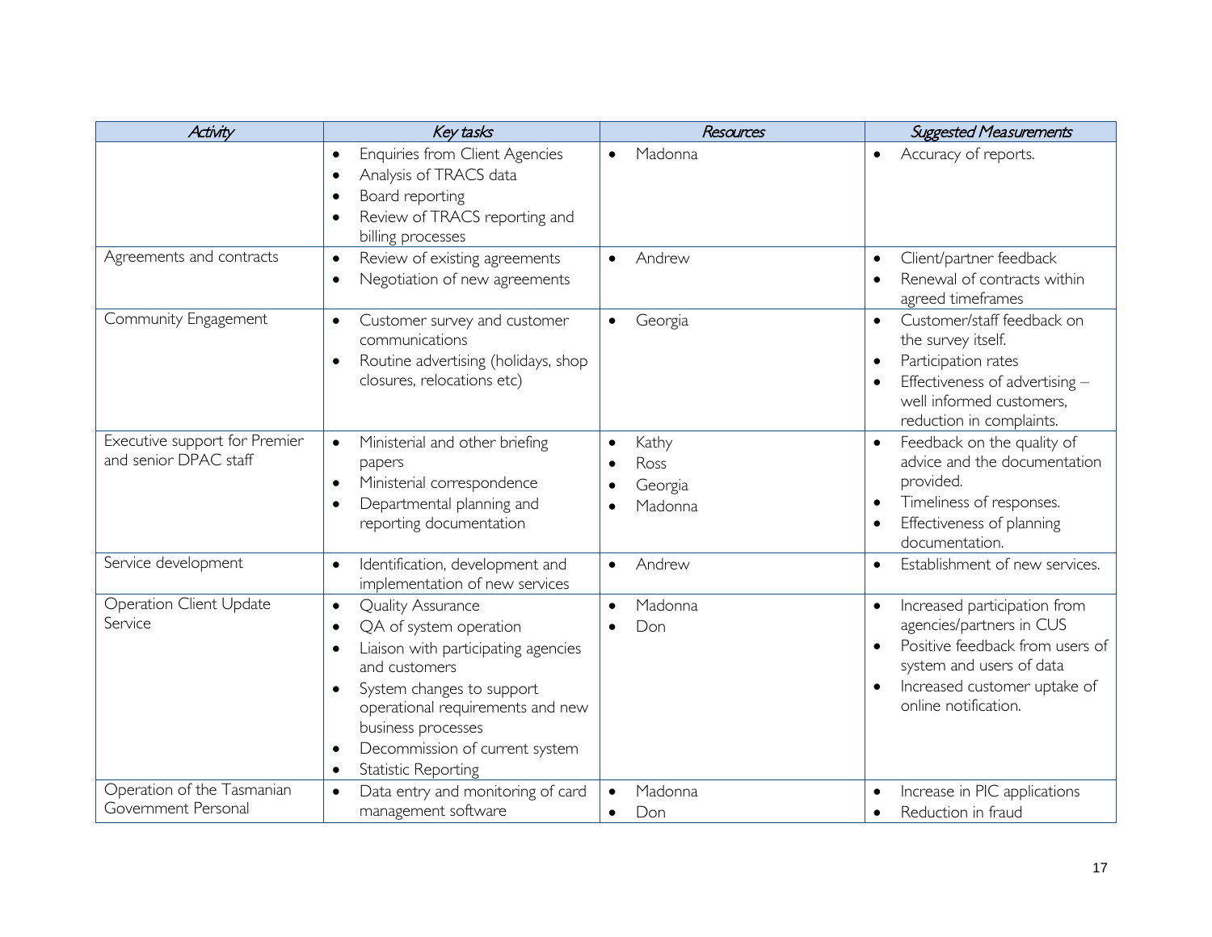| *Activity* | *Key tasks* | *Resources* | *Suggested Measurements* |
|---|---|---|---|
| | • Enquiries from Client Agencies<br>• Analysis of TRACS data<br>• Board reporting<br>• Review of TRACS reporting and billing processes | • Madonna | • Accuracy of reports. |
| Agreements and contracts | • Review of existing agreements<br>• Negotiation of new agreements | • Andrew | • Client/partner feedback<br>• Renewal of contracts within agreed timeframes |
| Community Engagement | • Customer survey and customer communications<br>• Routine advertising (holidays, shop closures, relocations etc) | • Georgia | • Customer/staff feedback on the survey itself.<br>• Participation rates<br>• Effectiveness of advertising – well informed customers, reduction in complaints. |
| Executive support for Premier and senior DPAC staff | • Ministerial and other briefing papers<br>• Ministerial correspondence<br>• Departmental planning and reporting documentation | • Kathy<br>• Ross<br>• Georgia<br>• Madonna | • Feedback on the quality of advice and the documentation provided.<br>• Timeliness of responses.<br>• Effectiveness of planning documentation. |
| Service development | • Identification, development and implementation of new services | • Andrew | • Establishment of new services. |
| Operation Client Update Service | • Quality Assurance<br>• QA of system operation<br>• Liaison with participating agencies and customers<br>• System changes to support operational requirements and new business processes<br>• Decommission of current system<br>• Statistic Reporting | • Madonna<br>• Don | • Increased participation from agencies/partners in CUS<br>• Positive feedback from users of system and users of data<br>• Increased customer uptake of online notification. |
| Operation of the Tasmanian Government Personal | • Data entry and monitoring of card management software | • Madonna<br>• Don | • Increase in PIC applications<br>• Reduction in fraud |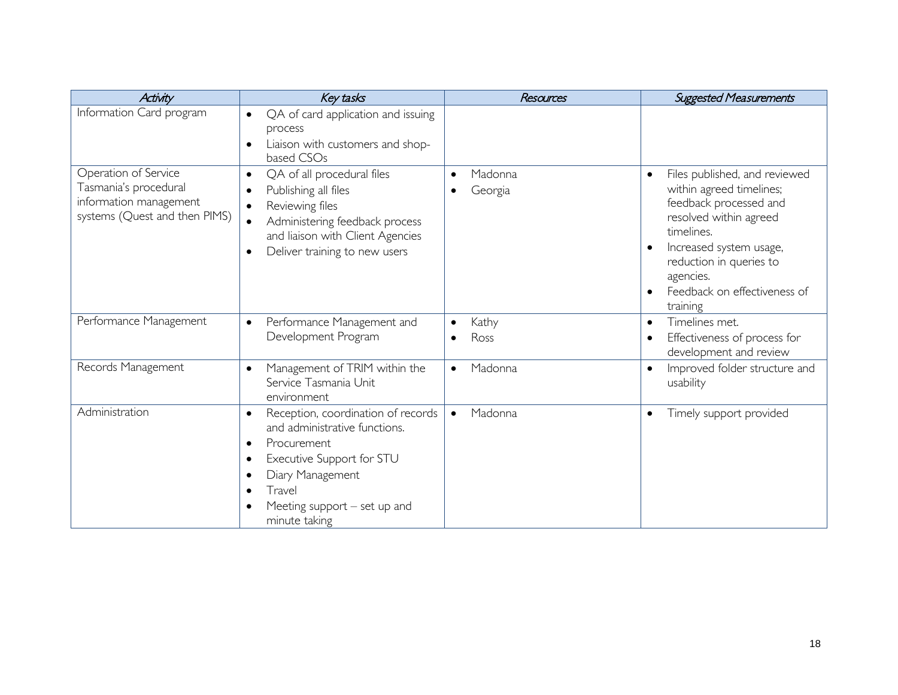| *Activity* | *Key tasks* | *Resources* | *Suggested Measurements* |
|---|---|---|---|
| Information Card program | • QA of card application and issuing process<br>• Liaison with customers and shop-based CSOs | | |
| Operation of Service Tasmania's procedural information management systems (Quest and then PIMS) | • QA of all procedural files<br>• Publishing all files<br>• Reviewing files<br>• Administering feedback process and liaison with Client Agencies<br>• Deliver training to new users | • Madonna<br>• Georgia | • Files published, and reviewed within agreed timelines; feedback processed and resolved within agreed timelines.<br>• Increased system usage, reduction in queries to agencies.<br>• Feedback on effectiveness of training |
| Performance Management | • Performance Management and Development Program | • Kathy<br>• Ross | • Timelines met.<br>• Effectiveness of process for development and review |
| Records Management | • Management of TRIM within the Service Tasmania Unit environment | • Madonna | • Improved folder structure and usability |
| Administration | • Reception, coordination of records and administrative functions.<br>• Procurement<br>• Executive Support for STU<br>• Diary Management<br>• Travel<br>• Meeting support – set up and minute taking | • Madonna | • Timely support provided |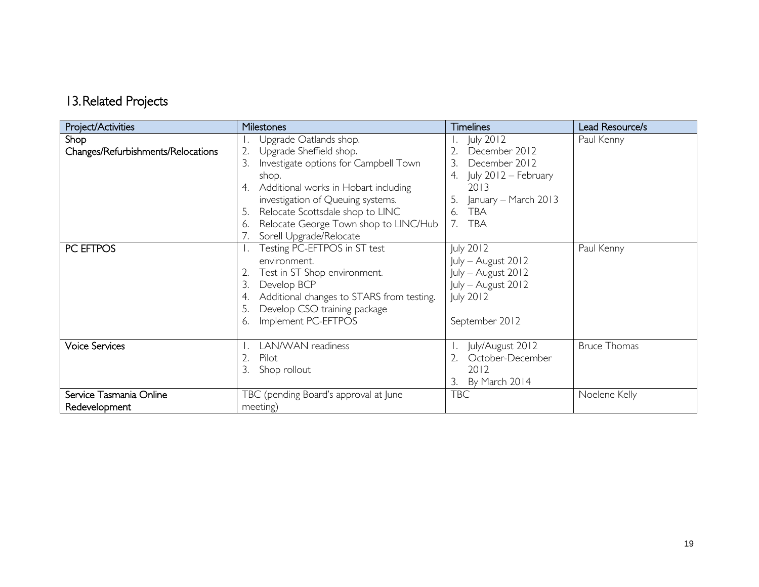## 13. Related Projects

| Project/Activities | Milestones | Timelines | Lead Resource/s |
| --- | --- | --- | --- |
| Shop Changes/Refurbishments/Relocations | 1. Upgrade Oatlands shop.<br>2. Upgrade Sheffield shop.<br>3. Investigate options for Campbell Town shop.<br>4. Additional works in Hobart including investigation of Queuing systems.<br>5. Relocate Scottsdale shop to LINC<br>6. Relocate George Town shop to LINC/Hub<br>7. Sorell Upgrade/Relocate | 1. July 2012<br>2. December 2012<br>3. December 2012<br>4. July 2012 – February 2013<br>5. January – March 2013<br>6. TBA<br>7. TBA | Paul Kenny |
| PC EFTPOS | 1. Testing PC-EFTPOS in ST test environment.<br>2. Test in ST Shop environment.<br>3. Develop BCP<br>4. Additional changes to STARS from testing.<br>5. Develop CSO training package<br>6. Implement PC-EFTPOS | July 2012<br>July – August 2012<br>July – August 2012<br>July – August 2012<br>July 2012<br><br>September 2012 | Paul Kenny |
| Voice Services | 1. LAN/WAN readiness<br>2. Pilot<br>3. Shop rollout | 1. July/August 2012<br>2. October-December 2012<br>3. By March 2014 | Bruce Thomas |
| Service Tasmania Online Redevelopment | TBC (pending Board's approval at June meeting) | TBC | Noelene Kelly |